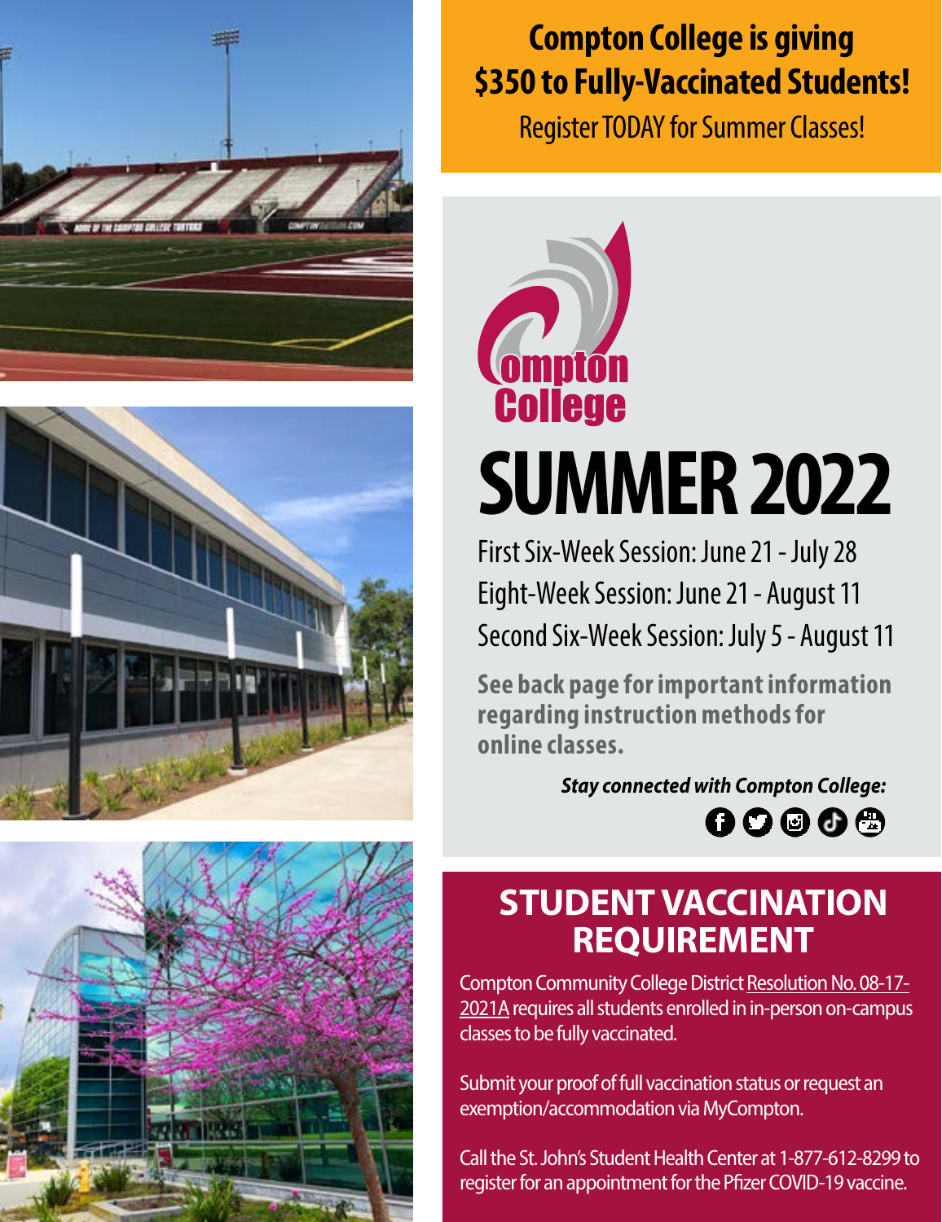## Compton College is giving $350 to Fully-Vaccinated Students!

Register TODAY for Summer Classes!

Compton College

# SUMMER 2022

First Six-Week Session: June 21 - July 28

Eight-Week Session: June 21 - August 11

Second Six-Week Session: July 5 - August 11

**See back page for important information regarding instruction methods for online classes.**

***Stay connected with Compton College:***

## STUDENT VACCINATION REQUIREMENT

Compton Community College District Resolution No. 08-17-2021A requires all students enrolled in in-person on-campus classes to be fully vaccinated.

Submit your proof of full vaccination status or request an exemption/accommodation via MyCompton.

Call the St. John's Student Health Center at 1-877-612-8299 to register for an appointment for the Pfizer COVID-19 vaccine.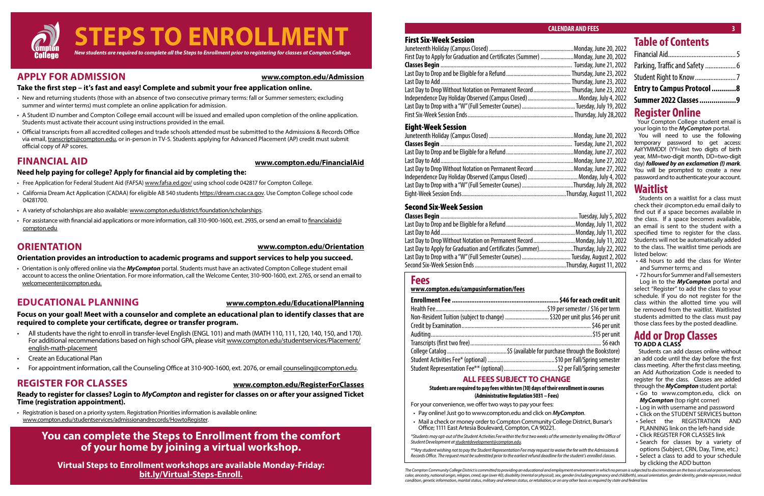# STEPS TO ENROLLMENT

*New students are required to complete all the Steps to Enrollment prior to registering for classes at Compton College.*

## APPLY FOR ADMISSION

www.compton.edu/Admission

**Take the first step – it's fast and easy! Complete and submit your free application online.**

- New and returning students (those with an absence of two consecutive primary terms: fall or Summer semesters; excluding summer and winter terms) must complete an online application for admission.
- A Student ID number and Compton College email account will be issued and emailed upon completion of the online application. Students must activate their account using instructions provided in the email.
- Official transcripts from all accredited colleges and trade schools attended must be submitted to the Admissions & Records Office via email, transcripts@compton.edu, or in-person in TV-5. Students applying for Advanced Placement (AP) credit must submit official copy of AP scores.

## FINANCIAL AID

www.compton.edu/FinancialAid

**Need help paying for college? Apply for financial aid by completing the:**

- Free Application for Federal Student Aid (FAFSA) www.fafsa.ed.gov/ using school code 042817 for Compton College.
- California Dream Act Application (CADAA) for eligible AB 540 students https://dream.csac.ca.gov. Use Compton College school code 04281700.
- A variety of scholarships are also available: www.compton.edu/district/foundation/scholarships.
- For assistance with financial aid applications or more information, call 310-900-1600, ext. 2935, or send an email to financialaid@compton.edu

## ORIENTATION

www.compton.edu/Orientation

**Orientation provides an introduction to academic programs and support services to help you succeed.**

- Orientation is only offered online via the ***MyCompton*** portal. Students must have an activated Compton College student email account to access the online Orientation. For more information, call the Welcome Center, 310-900-1600, ext. 2765, or send an email to welcomecenter@compton.edu.

## EDUCATIONAL PLANNING

www.compton.edu/EducationalPlanning

**Focus on your goal! Meet with a counselor and complete an educational plan to identify classes that are required to complete your certificate, degree or transfer program.**

- All students have the right to enroll in transfer-level English (ENGL 101) and math (MATH 110, 111, 120, 140, 150, and 170). For additional recommendations based on high school GPA, please visit www.compton.edu/studentservices/Placement/english-math-placement
- Create an Educational Plan
- For appointment information, call the Counseling Office at 310-900-1600, ext. 2076, or email counseling@compton.edu.

## REGISTER FOR CLASSES

www.compton.edu/RegisterForClasses

**Ready to register for classes? Login to *MyCompton* and register for classes on or after your assigned Ticket Time (registration appointment).**

- Registration is based on a priority system. Registration Priorities information is available online: www.compton.edu/studentservices/admissionandrecords/HowtoRegister.

**You can complete the Steps to Enrollment from the comfort of your home by joining a virtual workshop.**

**Virtual Steps to Enrollment workshops are available Monday-Friday: bit.ly/Virtual-Steps-Enroll.**

# CALENDAR AND FEES

## First Six-Week Session

| | |
|---|---|
| Juneteenth Holiday (Campus Closed) | Monday, June 20, 2022 |
| First Day to Apply for Graduation and Certificates (Summer) | Monday, June 20, 2022 |
| **Classes Begin** | Tuesday, June 21, 2022 |
| Last Day to Drop and be Eligible for a Refund | Thursday, June 23, 2022 |
| Last Day to Add | Thursday, June 23, 2022 |
| Last Day to Drop Without Notation on Permanent Record | Thursday, June 23, 2022 |
| Independence Day Holiday Observed (Campus Closed) | Monday, July 4, 2022 |
| Last Day to Drop with a "W" (Full Semester Courses) | Tuesday, July 19, 2022 |
| First Six-Week Session Ends | Thursday, July 28,2022 |

## Eight-Week Session

| | |
|---|---|
| Juneteenth Holiday (Campus Closed) | Monday, June 20, 2022 |
| **Classes Begin** | Tuesday, June 21, 2022 |
| Last Day to Drop and be Eligible for a Refund | Monday, June 27, 2022 |
| Last Day to Add | Monday, June 27, 2022 |
| Last Day to Drop Without Notation on Permanent Record | Monday, June 27, 2022 |
| Independence Day Holiday Observed (Campus Closed) | Monday, July 4, 2022 |
| Last Day to Drop with a "W" (Full Semester Courses) | Thursday, July 28, 2022 |
| Eight-Week Session Ends | Thursday, August 11, 2022 |

## Second Six-Week Session

| | |
|---|---|
| **Classes Begin** | Tuesday, July 5, 2022 |
| Last Day to Drop and be Eligible for a Refund | Monday, July 11, 2022 |
| Last Day to Add | Monday, July 11, 2022 |
| Last Day to Drop Without Notation on Permanent Record | Monday, July 11, 2022 |
| Last Day to Apply for Graduation and Certificates (Summer) | Thursday, July 22, 2022 |
| Last Day to Drop with a "W" (Full Semester Courses) | Tuesday, August 2, 2022 |
| Second Six-Week Session Ends | Thursday, August 11, 2022 |

## Fees

www.compton.edu/campusinformation/fees

| | |
|---|---|
| **Enrollment Fee** | **$46 for each credit unit** |
| Health Fee | $19 per semester / $16 per term |
| Non-Resident Tuition (subject to change) | $320 per unit plus $46 per unit |
| Credit by Examination | $46 per unit |
| Auditing | $15 per unit |
| Transcripts (first two free) | $6 each |
| College Catalog | $5 (available for purchase through the Bookstore) |
| Student Activities Fee* (optional) | $10 per Fall/Spring semester |
| Student Representation Fee** (optional) | $2 per Fall/Spring semester |

### ALL FEES SUBJECT TO CHANGE

**Students are required to pay fees within ten (10) days of their enrollment in courses (Administrative Regulation 5031 – Fees)**

For your convenience, we offer two ways to pay your fees:

- Pay online! Just go to www.compton.edu and click on ***MyCompton***.
- Mail a check or money order to Compton Community College District, Bursar's Office; 1111 East Artesia Boulevard, Compton, CA 90221.

*\*Students may opt-out of the Student Activities Fee within the first two weeks of the semester by emailing the Office of Student Development at studentdevelopment@compton.edu.*

*\*\*Any student wishing not to pay the Student Representation Fee may request to waive the fee with the Admissions & Records Office. The request must be submitted prior to the earliest refund deadline for the student's enrolled classes.*

# Table of Contents

| | |
|---|---|
| Financial Aid | 5 |
| Parking, Traffic and Safety | 6 |
| Student Right to Know | 7 |
| **Entry to Campus Protocol** | **8** |
| **Summer 2022 Classes** | **9** |

# Register Online

Your Compton College student email is your login to the ***MyCompton*** portal.

You will need to use the following temporary password to get access: AaYYMMDD! (YY=last two digits of birth year, MM=two-digit month, DD=two-digit day) ***followed by an exclamation (!) mark***. You will be prompted to create a new password and to authenticate your account.

# Waitlist

Students on a waitlist for a class must check their @compton.edu email daily to find out if a space becomes available in the class. If a space becomes available, an email is sent to the student with a specified time to register for the class. Students will not be automatically added to the class. The waitlist time periods are listed below:

- 48 hours to add the class for Winter and Summer terms; and
- 72 hours for Summer and Fall semesters

Log in to the ***MyCompton*** portal and select "Register" to add the class to your schedule. If you do not register for the class within the allotted time you will be removed from the waitlist. Waitlisted students admitted to the class must pay those class fees by the posted deadline.

# Add or Drop Classes

**TO ADD A CLASS**

Students can add classes online without an add code until the day before the first class meeting. After the first class meeting, an Add Authorization Code is needed to register for the class. Classes are added through the ***MyCompton*** student portal:

- Go to www.compton.edu, click on ***MyCompton*** (top right corner)
- Log in with username and password
- Click on the STUDENT SERVICES button
- Select the REGISTRATION AND PLANNING link on the left-hand side
- Click REGISTER FOR CLASSES link
- Search for classes by a variety of options (Subject, CRN, Day, Time, etc.)
- Select a class to add to your schedule by clicking the ADD button

*The Compton Community College District is committed to providing an educational and employment environment in which no person is subjected to discrimination on the basis of actual or perceived race, color, ancestry, national origin, religion, creed, age (over 40), disability (mental or physical), sex, gender (including pregnancy and childbirth), sexual orientation, gender identity, gender expression, medical condition, genetic information, marital status, military and veteran status, or retaliation; or on any other basis as required by state and federal law.*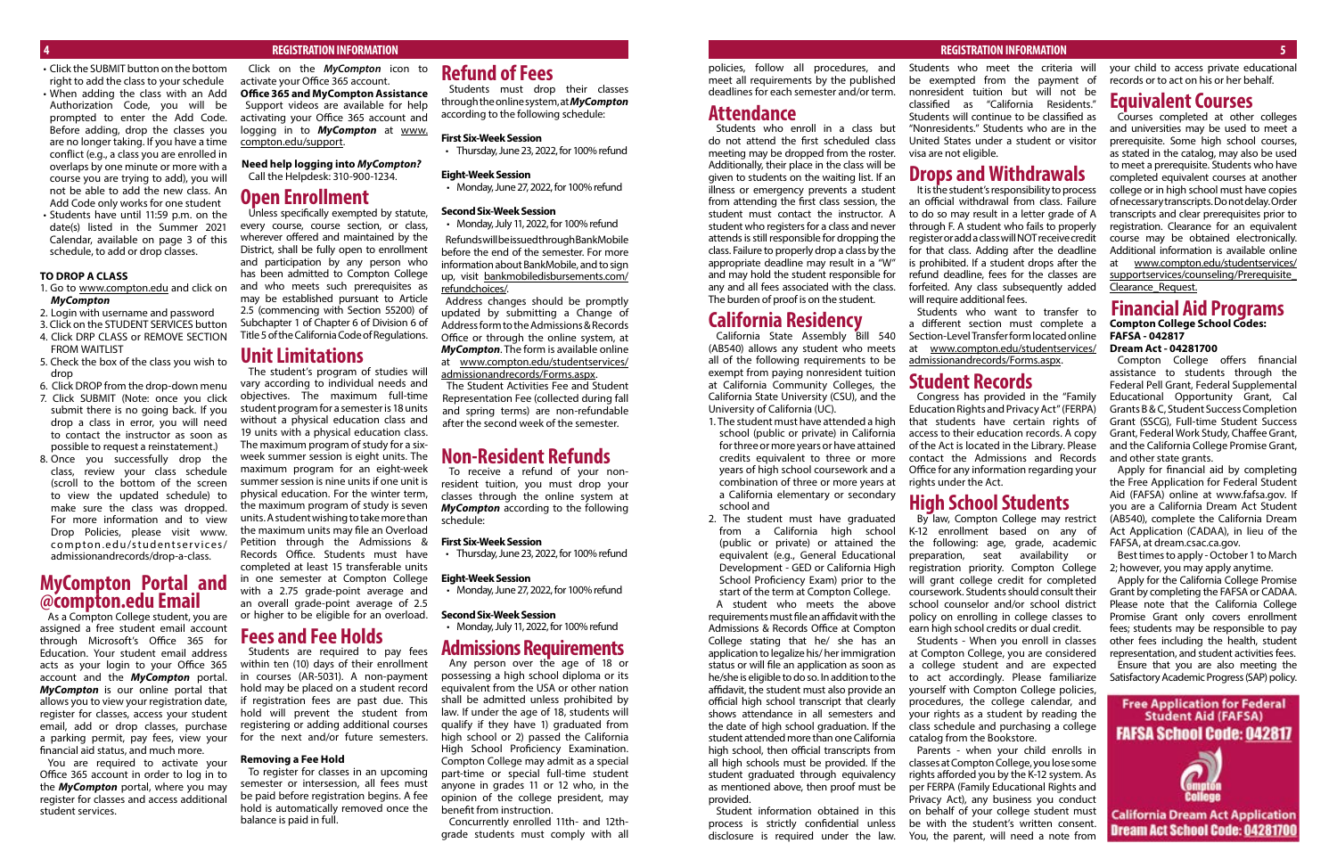- Click the SUBMIT button on the bottom right to add the class to your schedule
- When adding the class with an Add Authorization Code, you will be prompted to enter the Add Code. Before adding, drop the classes you are no longer taking. If you have a time conflict (e.g., a class you are enrolled in overlaps by one minute or more with a course you are trying to add), you will not be able to add the new class. An Add Code only works for one student
- Students have until 11:59 p.m. on the date(s) listed in the Summer 2021 Calendar, available on page 3 of this schedule, to add or drop classes.

**TO DROP A CLASS**

1. Go to www.compton.edu and click on ***MyCompton***
2. Login with username and password
3. Click on the STUDENT SERVICES button
4. Click DRP CLASS or REMOVE SECTION FROM WAITLIST
5. Check the box of the class you wish to drop
6. Click DROP from the drop-down menu
7. Click SUBMIT (Note: once you click submit there is no going back. If you drop a class in error, you will need to contact the instructor as soon as possible to request a reinstatement.)
8. Once you successfully drop the class, review your class schedule (scroll to the bottom of the screen to view the updated schedule) to make sure the class was dropped. For more information and to view Drop Policies, please visit www.compton.edu/studentservices/admissionandrecords/drop-a-class.

## MyCompton Portal and @compton.edu Email

As a Compton College student, you are assigned a free student email account through Microsoft's Office 365 for Education. Your student email address acts as your login to your Office 365 account and the ***MyCompton*** portal. ***MyCompton*** is our online portal that allows you to view your registration date, register for classes, access your student email, add or drop classes, purchase a parking permit, pay fees, view your financial aid status, and much more.

You are required to activate your Office 365 account in order to log in to the ***MyCompton*** portal, where you may register for classes and access additional student services.

Click on the ***MyCompton*** icon to activate your Office 365 account.

**Office 365 and MyCompton Assistance**
Support videos are available for help activating your Office 365 account and logging in to ***MyCompton*** at www.compton.edu/support.

**Need help logging into *MyCompton?***
Call the Helpdesk: 310-900-1234.

## Open Enrollment

Unless specifically exempted by statute, every course, course section, or class, wherever offered and maintained by the District, shall be fully open to enrollment and participation by any person who has been admitted to Compton College and who meets such prerequisites as may be established pursuant to Article 2.5 (commencing with Section 55200) of Subchapter 1 of Chapter 6 of Division 6 of Title 5 of the California Code of Regulations.

## Unit Limitations

The student's program of studies will vary according to individual needs and objectives. The maximum full-time student program for a semester is 18 units without a physical education class and 19 units with a physical education class. The maximum program of study for a six-week summer session is eight units. The maximum program for an eight-week summer session is nine units if one unit is physical education. For the winter term, the maximum program of study is seven units. A student wishing to take more than the maximum units may file an Overload Petition through the Admissions & Records Office. Students must have completed at least 15 transferable units in one semester at Compton College with a 2.75 grade-point average and an overall grade-point average of 2.5 or higher to be eligible for an overload.

## Fees and Fee Holds

Students are required to pay fees within ten (10) days of their enrollment in courses (AR-5031). A non-payment hold may be placed on a student record if registration fees are past due. This hold will prevent the student from registering or adding additional courses for the next and/or future semesters.

**Removing a Fee Hold**

To register for classes in an upcoming semester or intersession, all fees must be paid before registration begins. A fee hold is automatically removed once the balance is paid in full.

## Refund of Fees

Students must drop their classes through the online system, at ***MyCompton*** according to the following schedule:

**First Six-Week Session**
- Thursday, June 23, 2022, for 100% refund

**Eight-Week Session**
- Monday, June 27, 2022, for 100% refund

**Second Six-Week Session**
- Monday, July 11, 2022, for 100% refund

Refunds will be issued through BankMobile before the end of the semester. For more information about BankMobile, and to sign up, visit bankmobiledisbursements.com/refundchoices/.

Address changes should be promptly updated by submitting a Change of Address form to the Admissions & Records Office or through the online system, at ***MyCompton***. The form is available online at www.compton.edu/studentservices/admissionandrecords/Forms.aspx.

The Student Activities Fee and Student Representation Fee (collected during fall and spring terms) are non-refundable after the second week of the semester.

## Non-Resident Refunds

To receive a refund of your non-resident tuition, you must drop your classes through the online system at ***MyCompton*** according to the following schedule:

**First Six-Week Session**
- Thursday, June 23, 2022, for 100% refund

**Eight-Week Session**
- Monday, June 27, 2022, for 100% refund

**Second Six-Week Session**
- Monday, July 11, 2022, for 100% refund

## Admissions Requirements

Any person over the age of 18 or possessing a high school diploma or its equivalent from the USA or other nation shall be admitted unless prohibited by law. If under the age of 18, students will qualify if they have 1) graduated from high school or 2) passed the California High School Proficiency Examination. Compton College may admit as a special part-time or special full-time student anyone in grades 11 or 12 who, in the opinion of the college president, may benefit from instruction.

Concurrently enrolled 11th- and 12th-grade students must comply with all policies, follow all procedures, and meet all requirements by the published deadlines for each semester and/or term.

## Attendance

Students who enroll in a class but do not attend the first scheduled class meeting may be dropped from the roster. Additionally, their place in the class will be given to students on the waiting list. If an illness or emergency prevents a student from attending the first class session, the student must contact the instructor. A student who registers for a class and never attends is still responsible for dropping the class. Failure to properly drop a class by the appropriate deadline may result in a "W" and may hold the student responsible for any and all fees associated with the class. The burden of proof is on the student.

## California Residency

California State Assembly Bill 540 (AB540) allows any student who meets all of the following requirements to be exempt from paying nonresident tuition at California Community Colleges, the California State University (CSU), and the University of California (UC).

1. The student must have attended a high school (public or private) in California for three or more years or have attained credits equivalent to three or more years of high school coursework and a combination of three or more years at a California elementary or secondary school and
2. The student must have graduated from a California high school (public or private) or attained the equivalent (e.g., General Educational Development - GED or California High School Proficiency Exam) prior to the start of the term at Compton College.

A student who meets the above requirements must file an affidavit with the Admissions & Records Office at Compton College stating that he/ she has an application to legalize his/ her immigration status or will file an application as soon as he/she is eligible to do so. In addition to the affidavit, the student must also provide an official high school transcript that clearly shows attendance in all semesters and the date of high school graduation. If the student attended more than one California high school, then official transcripts from all high schools must be provided. If the student graduated through equivalency as mentioned above, then proof must be provided.

Student information obtained in this process is strictly confidential unless disclosure is required under the law. Students who meet the criteria will be exempted from the payment of nonresident tuition but will not be classified as "California Residents." Students will continue to be classified as "Nonresidents." Students who are in the United States under a student or visitor visa are not eligible.

## Drops and Withdrawals

It is the student's responsibility to process an official withdrawal from class. Failure to do so may result in a letter grade of A through F. A student who fails to properly register or add a class will NOT receive credit for that class. Adding after the deadline is prohibited. If a student drops after the refund deadline, fees for the classes are forfeited. Any class subsequently added will require additional fees.

Students who want to transfer to a different section must complete a Section-Level Transfer form located online at www.compton.edu/studentservices/admissionandrecords/Forms.aspx.

## Student Records

Congress has provided in the "Family Education Rights and Privacy Act" (FERPA) that students have certain rights of access to their education records. A copy of the Act is located in the Library. Please contact the Admissions and Records Office for any information regarding your rights under the Act.

## High School Students

By law, Compton College may restrict K-12 enrollment based on any of the following: age, grade, academic preparation, seat availability or registration priority. Compton College will grant college credit for completed coursework. Students should consult their school counselor and/or school district policy on enrolling in college classes to earn high school credits or dual credit.

Students - When you enroll in classes at Compton College, you are considered a college student and are expected to act accordingly. Please familiarize yourself with Compton College policies, procedures, the college calendar, and your rights as a student by reading the class schedule and purchasing a college catalog from the Bookstore.

Parents - when your child enrolls in classes at Compton College, you lose some rights afforded you by the K-12 system. As per FERPA (Family Educational Rights and Privacy Act), any business you conduct on behalf of your college student must be with the student's written consent. You, the parent, will need a note from your child to access private educational records or to act on his or her behalf.

## Equivalent Courses

Courses completed at other colleges and universities may be used to meet a prerequisite. Some high school courses, as stated in the catalog, may also be used to meet a prerequisite. Students who have completed equivalent courses at another college or in high school must have copies of necessary transcripts. Do not delay. Order transcripts and clear prerequisites prior to registration. Clearance for an equivalent course may be obtained electronically. Additional information is available online at www.compton.edu/studentservices/supportservices/counseling/Prerequisite_Clearance_Request.

## Financial Aid Programs

**Compton College School Codes:**
**FAFSA - 042817**
**Dream Act - 04281700**

Compton College offers financial assistance to students through the Federal Pell Grant, Federal Supplemental Educational Opportunity Grant, Cal Grants B & C, Student Success Completion Grant (SSCG), Full-time Student Success Grant, Federal Work Study, Chaffee Grant, and the California College Promise Grant, and other state grants.

Apply for financial aid by completing the Free Application for Federal Student Aid (FAFSA) online at www.fafsa.gov. If you are a California Dream Act Student (AB540), complete the California Dream Act Application (CADAA), in lieu of the FAFSA, at dream.csac.ca.gov.

Best times to apply - October 1 to March 2; however, you may apply anytime.

Apply for the California College Promise Grant by completing the FAFSA or CADAA. Please note that the California College Promise Grant only covers enrollment fees; students may be responsible to pay other fees including the health, student representation, and student activities fees.

Ensure that you are also meeting the Satisfactory Academic Progress (SAP) policy.

**Free Application for Federal Student Aid (FAFSA)**
**FAFSA School Code: 042817**

**California Dream Act Application**
**Dream Act School Code: 04281700**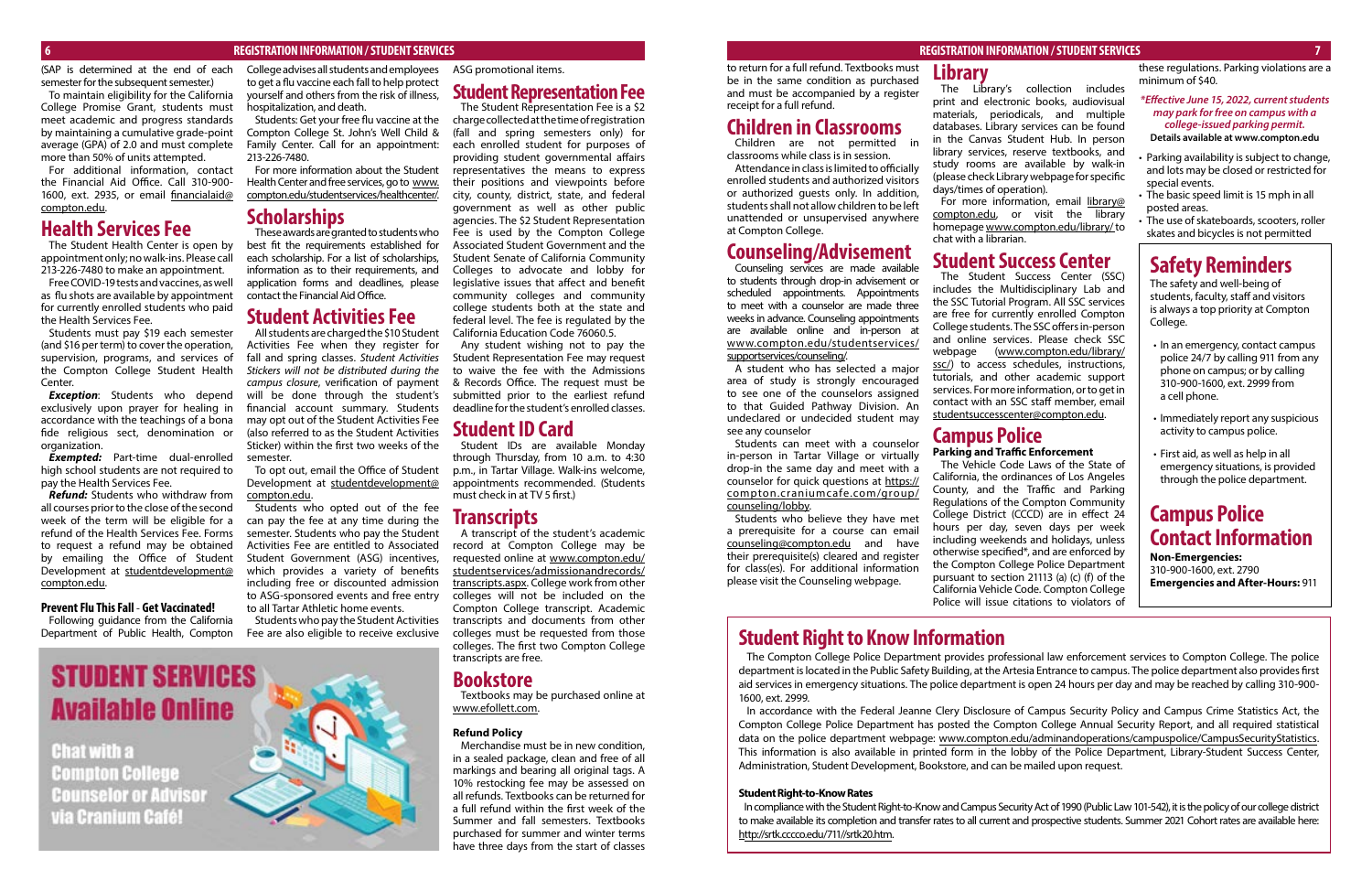(SAP is determined at the end of each semester for the subsequent semester.)

To maintain eligibility for the California College Promise Grant, students must meet academic and progress standards by maintaining a cumulative grade-point average (GPA) of 2.0 and must complete more than 50% of units attempted.

For additional information, contact the Financial Aid Office. Call 310-900-1600, ext. 2935, or email financialaid@compton.edu.

## Health Services Fee

The Student Health Center is open by appointment only; no walk-ins. Please call 213-226-7480 to make an appointment.

Free COVID-19 tests and vaccines, as well as flu shots are available by appointment for currently enrolled students who paid the Health Services Fee.

Students must pay $19 each semester (and $16 per term) to cover the operation, supervision, programs, and services of the Compton College Student Health Center.

***Exception***: Students who depend exclusively upon prayer for healing in accordance with the teachings of a bona fide religious sect, denomination or organization.

***Exempted:*** Part-time dual-enrolled high school students are not required to pay the Health Services Fee.

***Refund:*** Students who withdraw from all courses prior to the close of the second week of the term will be eligible for a refund of the Health Services Fee. Forms to request a refund may be obtained by emailing the Office of Student Development at studentdevelopment@compton.edu.

### Prevent Flu This Fall - Get Vaccinated!

Following guidance from the California Department of Public Health, Compton College advises all students and employees to get a flu vaccine each fall to help protect yourself and others from the risk of illness, hospitalization, and death.

Students: Get your free flu vaccine at the Compton College St. John's Well Child & Family Center. Call for an appointment: 213-226-7480.

For more information about the Student Health Center and free services, go to www.compton.edu/studentservices/healthcenter/.

## Scholarships

These awards are granted to students who best fit the requirements established for each scholarship. For a list of scholarships, information as to their requirements, and application forms and deadlines, please contact the Financial Aid Office.

## Student Activities Fee

All students are charged the $10 Student Activities Fee when they register for fall and spring classes. *Student Activities Stickers will not be distributed during the campus closure*, verification of payment will be done through the student's financial account summary. Students may opt out of the Student Activities Fee (also referred to as the Student Activities Sticker) within the first two weeks of the semester.

To opt out, email the Office of Student Development at studentdevelopment@compton.edu.

Students who opted out of the fee can pay the fee at any time during the semester. Students who pay the Student Activities Fee are entitled to Associated Student Government (ASG) incentives, which provides a variety of benefits including free or discounted admission to ASG-sponsored events and free entry to all Tartar Athletic home events.

Students who pay the Student Activities Fee are also eligible to receive exclusive ASG promotional items.

**STUDENT SERVICES Available Online**

**Chat with a Compton College Counselor or Advisor via Cranium Café!**

## Student Representation Fee

The Student Representation Fee is a $2 charge collected at the time of registration (fall and spring semesters only) for each enrolled student for purposes of providing student governmental affairs representatives the means to express their positions and viewpoints before city, county, district, state, and federal government as well as other public agencies. The $2 Student Representation Fee is used by the Compton College Associated Student Government and the Student Senate of California Community Colleges to advocate and lobby for legislative issues that affect and benefit community colleges and community college students both at the state and federal level. The fee is regulated by the California Education Code 76060.5.

Any student wishing not to pay the Student Representation Fee may request to waive the fee with the Admissions & Records Office. The request must be submitted prior to the earliest refund deadline for the student's enrolled classes.

## Student ID Card

Student IDs are available Monday through Thursday, from 10 a.m. to 4:30 p.m., in Tartar Village. Walk-ins welcome, appointments recommended. (Students must check in at TV 5 first.)

## Transcripts

A transcript of the student's academic record at Compton College may be requested online at www.compton.edu/studentservices/admissionandrecords/transcripts.aspx. College work from other colleges will not be included on the Compton College transcript. Academic transcripts and documents from other colleges must be requested from those colleges. The first two Compton College transcripts are free.

## Bookstore

Textbooks may be purchased online at www.efollett.com.

### Refund Policy

Merchandise must be in new condition, in a sealed package, clean and free of all markings and bearing all original tags. A 10% restocking fee may be assessed on all refunds. Textbooks can be returned for a full refund within the first week of the Summer and fall semesters. Textbooks purchased for summer and winter terms have three days from the start of classes to return for a full refund. Textbooks must be in the same condition as purchased and must be accompanied by a register receipt for a full refund.

## Children in Classrooms

Children are not permitted in classrooms while class is in session.

Attendance in class is limited to officially enrolled students and authorized visitors or authorized guests only. In addition, students shall not allow children to be left unattended or unsupervised anywhere at Compton College.

## Counseling/Advisement

Counseling services are made available to students through drop-in advisement or scheduled appointments. Appointments to meet with a counselor are made three weeks in advance. Counseling appointments are available online and in-person at www.compton.edu/studentservices/supportservices/counseling/.

A student who has selected a major area of study is strongly encouraged to see one of the counselors assigned to that Guided Pathway Division. An undeclared or undecided student may see any counselor

Students can meet with a counselor in-person in Tartar Village or virtually drop-in the same day and meet with a counselor for quick questions at https://compton.craniumcafe.com/group/counseling/lobby.

Students who believe they have met a prerequisite for a course can email counseling@compton.edu and have their prerequisite(s) cleared and register for class(es). For additional information please visit the Counseling webpage.

## Library

The Library's collection includes print and electronic books, audiovisual materials, periodicals, and multiple databases. Library services can be found in the Canvas Student Hub. In person library services, reserve textbooks, and study rooms are available by walk-in (please check Library webpage for specific days/times of operation).

For more information, email library@compton.edu, or visit the library homepage www.compton.edu/library/ to chat with a librarian.

## Student Success Center

The Student Success Center (SSC) includes the Multidisciplinary Lab and the SSC Tutorial Program. All SSC services are free for currently enrolled Compton College students. The SSC offers in-person and online services. Please check SSC webpage (www.compton.edu/library/ssc/) to access schedules, instructions, tutorials, and other academic support services. For more information, or to get in contact with an SSC staff member, email studentsuccesscenter@compton.edu.

## Campus Police

### Parking and Traffic Enforcement

The Vehicle Code Laws of the State of California, the ordinances of Los Angeles County, and the Traffic and Parking Regulations of the Compton Community College District (CCCD) are in effect 24 hours per day, seven days per week including weekends and holidays, unless otherwise specified*, and are enforced by the Compton College Police Department pursuant to section 21113 (a) (c) (f) of the California Vehicle Code. Compton College Police will issue citations to violators of these regulations. Parking violations are a minimum of $40.

***Effective June 15, 2022, current students may park for free on campus with a college-issued parking permit.***

**Details available at www.compton.edu**

- Parking availability is subject to change, and lots may be closed or restricted for special events.
- The basic speed limit is 15 mph in all posted areas.
- The use of skateboards, scooters, roller skates and bicycles is not permitted

## Safety Reminders

The safety and well-being of students, faculty, staff and visitors is always a top priority at Compton College.

- In an emergency, contact campus police 24/7 by calling 911 from any phone on campus; or by calling 310-900-1600, ext. 2999 from a cell phone.
- Immediately report any suspicious activity to campus police.
- First aid, as well as help in all emergency situations, is provided through the police department.

## Campus Police Contact Information

**Non-Emergencies:**
310-900-1600, ext. 2790
**Emergencies and After-Hours:** 911

## Student Right to Know Information

The Compton College Police Department provides professional law enforcement services to Compton College. The police department is located in the Public Safety Building, at the Artesia Entrance to campus. The police department also provides first aid services in emergency situations. The police department is open 24 hours per day and may be reached by calling 310-900-1600, ext. 2999.

In accordance with the Federal Jeanne Clery Disclosure of Campus Security Policy and Campus Crime Statistics Act, the Compton College Police Department has posted the Compton College Annual Security Report, and all required statistical data on the police department webpage: www.compton.edu/adminandoperations/campuspolice/CampusSecurityStatistics. This information is also available in printed form in the lobby of the Police Department, Library-Student Success Center, Administration, Student Development, Bookstore, and can be mailed upon request.

### Student Right-to-Know Rates

In compliance with the Student Right-to-Know and Campus Security Act of 1990 (Public Law 101-542), it is the policy of our college district to make available its completion and transfer rates to all current and prospective students. Summer 2021 Cohort rates are available here: http://srtk.cccco.edu/711//srtk20.htm.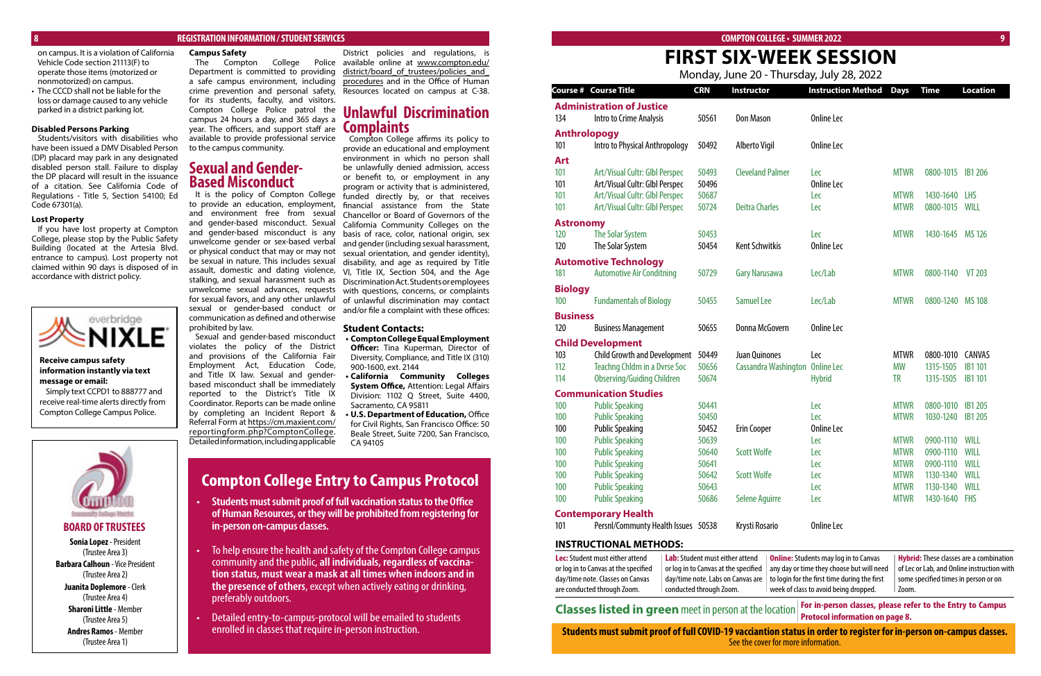on campus. It is a violation of California Vehicle Code section 21113(F) to operate those items (motorized or nonmotorized) on campus.

- The CCCD shall not be liable for the loss or damage caused to any vehicle parked in a district parking lot.

### Disabled Persons Parking

Students/visitors with disabilities who have been issued a DMV Disabled Person (DP) placard may park in any designated disabled person stall. Failure to display the DP placard will result in the issuance of a citation. See California Code of Regulations - Title 5, Section 54100; Ed Code 67301(a).

### Lost Property

If you have lost property at Compton College, please stop by the Public Safety Building (located at the Artesia Blvd. entrance to campus). Lost property not claimed within 90 days is disposed of in accordance with district policy.

everbridge NIXLE

**Receive campus safety information instantly via text message or email:**

Simply text CCPD1 to 888777 and receive real-time alerts directly from Compton College Campus Police.

## BOARD OF TRUSTEES

**Sonia Lopez** - President (Trustee Area 3)

**Barbara Calhoun** - Vice President (Trustee Area 2)

**Juanita Doplemore** - Clerk (Trustee Area 4)

**Sharoni Little** - Member (Trustee Area 5)

**Andres Ramos** - Member (Trustee Area 1)

### Campus Safety

The Compton College Police Department is committed to providing a safe campus environment, including crime prevention and personal safety, for its students, faculty, and visitors. Compton College Police patrol the campus 24 hours a day, and 365 days a year. The officers, and support staff are available to provide professional service to the campus community.

## Sexual and Gender-Based Misconduct

It is the policy of Compton College to provide an education, employment, and environment free from sexual and gender-based misconduct. Sexual and gender-based misconduct is any unwelcome gender or sex-based verbal or physical conduct that may or may not be sexual in nature. This includes sexual assault, domestic and dating violence, stalking, and sexual harassment such as unwelcome sexual advances, requests for sexual favors, and any other unlawful sexual or gender-based conduct or communication as defined and otherwise prohibited by law.

Sexual and gender-based misconduct violates the policy of the District and provisions of the California Fair Employment Act, Education Code, and Title IX law. Sexual and gender-based misconduct shall be immediately reported to the District's Title IX Coordinator. Reports can be made online by completing an Incident Report & Referral Form at https://cm.maxient.com/reportingform.php?ComptonCollege. Detailed information, including applicable District policies and regulations, is available online at www.compton.edu/district/board_of_trustees/policies_and_procedures and in the Office of Human Resources located on campus at C-38.

## Unlawful Discrimination Complaints

Compton College affirms its policy to provide an educational and employment environment in which no person shall be unlawfully denied admission, access or benefit to, or employment in any program or activity that is administered, funded directly by, or that receives financial assistance from the State Chancellor or Board of Governors of the California Community Colleges on the basis of race, color, national origin, sex and gender (including sexual harassment, sexual orientation, and gender identity), disability, and age as required by Title VI, Title IX, Section 504, and the Age Discrimination Act. Students or employees with questions, concerns, or complaints of unlawful discrimination may contact and/or file a complaint with these offices:

### Student Contacts:

- **Compton College Equal Employment Officer:** Tina Kuperman, Director of Diversity, Compliance, and Title IX (310) 900-1600, ext. 2144
- **California Community Colleges System Office,** Attention: Legal Affairs Division: 1102 Q Street, Suite 4400, Sacramento, CA 95811
- **U.S. Department of Education,** Office for Civil Rights, San Francisco Office: 50 Beale Street, Suite 7200, San Francisco, CA 94105

## Compton College Entry to Campus Protocol

- **Students must submit proof of full vaccination status to the Office of Human Resources, or they will be prohibited from registering for in-person on-campus classes.**
- To help ensure the health and safety of the Compton College campus community and the public, **all individuals, regardless of vaccination status, must wear a mask at all times when indoors and in the presence of others**, except when actively eating or drinking, preferably outdoors.
- Detailed entry-to-campus-protocol will be emailed to students enrolled in classes that require in-person instruction.

# FIRST SIX-WEEK SESSION

Monday, June 20 - Thursday, July 28, 2022

| Course # | Course Title | CRN | Instructor | Instruction Method | Days | Time | Location |
|---|---|---|---|---|---|---|---|
| **Administration of Justice** | | | | | | | |
| 134 | Intro to Crime Analysis | 50561 | Don Mason | Online Lec | | | |
| **Anthropology** | | | | | | | |
| 101 | Intro to Physical Anthropology | 50492 | Alberto Vigil | Online Lec | | | |
| **Art** | | | | | | | |
| 101 | Art/Visual Cultr: Glbl Perspec | 50493 | Cleveland Palmer | Lec | MTWR | 0800-1015 | IB1 206 |
| 101 | Art/Visual Cultr: Glbl Perspec | 50496 | | Online Lec | | | |
| 101 | Art/Visual Cultr: Glbl Perspec | 50687 | | Lec | MTWR | 1430-1640 | LHS |
| 101 | Art/Visual Cultr: Glbl Perspec | 50724 | Deitra Charles | Lec | MTWR | 0800-1015 | WILL |
| **Astronomy** | | | | | | | |
| 120 | The Solar System | 50453 | | Lec | MTWR | 1430-1645 | MS 126 |
| 120 | The Solar System | 50454 | Kent Schwitkis | Online Lec | | | |
| **Automotive Technology** | | | | | | | |
| 181 | Automotive Air Conditng | 50729 | Gary Narusawa | Lec/Lab | MTWR | 0800-1140 | VT 203 |
| **Biology** | | | | | | | |
| 100 | Fundamentals of Biology | 50455 | Samuel Lee | Lec/Lab | MTWR | 0800-1240 | MS 108 |
| **Business** | | | | | | | |
| 120 | Business Management | 50655 | Donna McGovern | Online Lec | | | |
| **Child Development** | | | | | | | |
| 103 | Child Growth and Development | 50449 | Juan Quinones | Lec | MTWR | 0800-1010 | CANVAS |
| 112 | Teachng Chldrn in a Dvrse Soc | 50656 | Cassandra Washington | Online Lec | MW | 1315-1505 | IB1 101 |
| 114 | Observing/Guiding Children | 50674 | | Hybrid | TR | 1315-1505 | IB1 101 |
| **Communication Studies** | | | | | | | |
| 100 | Public Speaking | 50441 | | Lec | MTWR | 0800-1010 | IB1 205 |
| 100 | Public Speaking | 50450 | | Lec | MTWR | 1030-1240 | IB1 205 |
| 100 | Public Speaking | 50452 | Erin Cooper | Online Lec | | | |
| 100 | Public Speaking | 50639 | | Lec | MTWR | 0900-1110 | WILL |
| 100 | Public Speaking | 50640 | Scott Wolfe | Lec | MTWR | 0900-1110 | WILL |
| 100 | Public Speaking | 50641 | | Lec | MTWR | 0900-1110 | WILL |
| 100 | Public Speaking | 50642 | Scott Wolfe | Lec | MTWR | 1130-1340 | WILL |
| 100 | Public Speaking | 50643 | | Lec | MTWR | 1130-1340 | WILL |
| 100 | Public Speaking | 50686 | Selene Aguirre | Lec | MTWR | 1430-1640 | FHS |
| **Contemporary Health** | | | | | | | |
| 101 | Persnl/Community Health Issues | 50538 | Krysti Rosario | Online Lec | | | |

### INSTRUCTIONAL METHODS:

**Lec:** Student must either attend or log in to Canvas at the specified day/time note. Classes on Canvas are conducted through Zoom.

**Lab:** Student must either attend or log in to Canvas at the specified day/time note. Labs on Canvas are conducted through Zoom.

**Online:** Students may log in to Canvas any day or time they choose but will need to login for the first time during the first week of class to avoid being dropped.

**Hybrid:** These classes are a combination of Lec or Lab, and Online instruction with some specified times in person or on Zoom.

**Classes listed in green** meet in person at the location | **For in-person classes, please refer to the Entry to Campus Protocol information on page 8.**

**Students must submit proof of full COVID-19 vacciantion status in order to register for in-person on-campus classes.** See the cover for more information.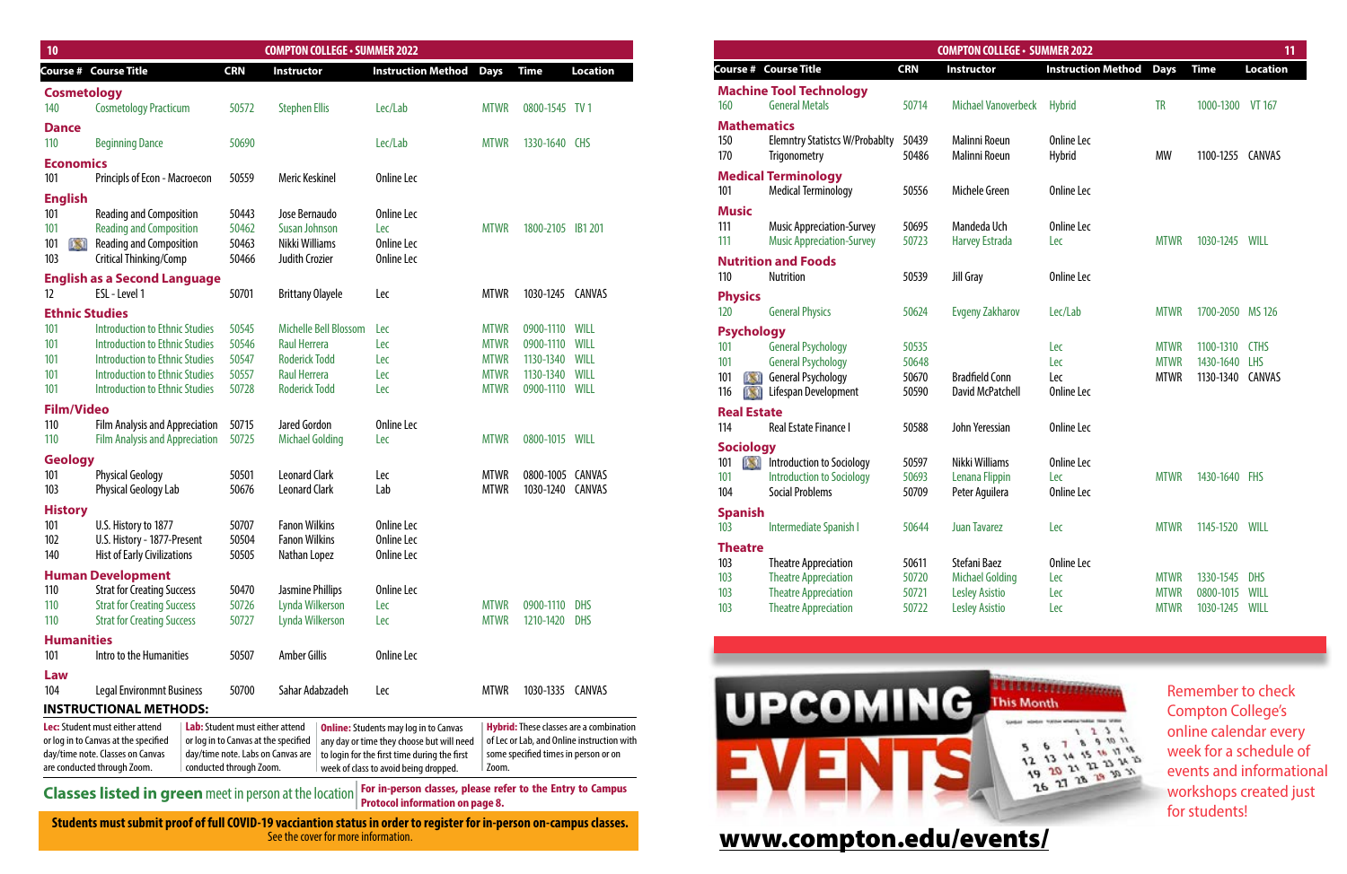| Course # | Course Title | CRN | Instructor | Instruction Method | Days | Time | Location |
|---|---|---|---|---|---|---|---|
| **Cosmetology** | | | | | | | |
| 140 | Cosmetology Practicum | 50572 | Stephen Ellis | Lec/Lab | MTWR | 0800-1545 | TV 1 |
| **Dance** | | | | | | | |
| 110 | Beginning Dance | 50690 | | Lec/Lab | MTWR | 1330-1640 | CHS |
| **Economics** | | | | | | | |
| 101 | Principls of Econ - Macroecon | 50559 | Meric Keskinel | Online Lec | | | |
| **English** | | | | | | | |
| 101 | Reading and Composition | 50443 | Jose Bernaudo | Online Lec | | | |
| 101 | Reading and Composition | 50462 | Susan Johnson | Lec | MTWR | 1800-2105 | IB1 201 |
| 101 | Reading and Composition | 50463 | Nikki Williams | Online Lec | | | |
| 103 | Critical Thinking/Comp | 50466 | Judith Crozier | Online Lec | | | |
| **English as a Second Language** | | | | | | | |
| 12 | ESL - Level 1 | 50701 | Brittany Olayele | Lec | MTWR | 1030-1245 | CANVAS |
| **Ethnic Studies** | | | | | | | |
| 101 | Introduction to Ethnic Studies | 50545 | Michelle Bell Blossom | Lec | MTWR | 0900-1110 | WILL |
| 101 | Introduction to Ethnic Studies | 50546 | Raul Herrera | Lec | MTWR | 0900-1110 | WILL |
| 101 | Introduction to Ethnic Studies | 50547 | Roderick Todd | Lec | MTWR | 1130-1340 | WILL |
| 101 | Introduction to Ethnic Studies | 50557 | Raul Herrera | Lec | MTWR | 1130-1340 | WILL |
| 101 | Introduction to Ethnic Studies | 50728 | Roderick Todd | Lec | MTWR | 0900-1110 | WILL |
| **Film/Video** | | | | | | | |
| 110 | Film Analysis and Appreciation | 50715 | Jared Gordon | Online Lec | | | |
| 110 | Film Analysis and Appreciation | 50725 | Michael Golding | Lec | MTWR | 0800-1015 | WILL |
| **Geology** | | | | | | | |
| 101 | Physical Geology | 50501 | Leonard Clark | Lec | MTWR | 0800-1005 | CANVAS |
| 103 | Physical Geology Lab | 50676 | Leonard Clark | Lab | MTWR | 1030-1240 | CANVAS |
| **History** | | | | | | | |
| 101 | U.S. History to 1877 | 50707 | Fanon Wilkins | Online Lec | | | |
| 102 | U.S. History - 1877-Present | 50504 | Fanon Wilkins | Online Lec | | | |
| 140 | Hist of Early Civilizations | 50505 | Nathan Lopez | Online Lec | | | |
| **Human Development** | | | | | | | |
| 110 | Strat for Creating Success | 50470 | Jasmine Phillips | Online Lec | | | |
| 110 | Strat for Creating Success | 50726 | Lynda Wilkerson | Lec | MTWR | 0900-1110 | DHS |
| 110 | Strat for Creating Success | 50727 | Lynda Wilkerson | Lec | MTWR | 1210-1420 | DHS |
| **Humanities** | | | | | | | |
| 101 | Intro to the Humanities | 50507 | Amber Gillis | Online Lec | | | |
| **Law** | | | | | | | |
| 104 | Legal Environmnt Business | 50700 | Sahar Adabzadeh | Lec | MTWR | 1030-1335 | CANVAS |

## INSTRUCTIONAL METHODS:

**Lec:** Student must either attend or log in to Canvas at the specified day/time note. Classes on Canvas are conducted through Zoom.

**Lab:** Student must either attend or log in to Canvas at the specified day/time note. Labs on Canvas are conducted through Zoom.

**Online:** Students may log in to Canvas any day or any time they choose but will need to login for the first time during the first week of class to avoid being dropped.

**Hybrid:** These classes are a combination of Lec or Lab, and Online instruction with some specified times in person or on Zoom.

**Classes listed in green** meet in person at the location

**For in-person classes, please refer to the Entry to Campus Protocol information on page 8.**

**Students must submit proof of full COVID-19 vacciantion status in order to register for in-person on-campus classes.** See the cover for more information.

| Course # | Course Title | CRN | Instructor | Instruction Method | Days | Time | Location |
|---|---|---|---|---|---|---|---|
| **Machine Tool Technology** | | | | | | | |
| 160 | General Metals | 50714 | Michael Vanoverbeck | Hybrid | TR | 1000-1300 | VT 167 |
| **Mathematics** | | | | | | | |
| 150 | Elemntry Statistcs W/Probablty | 50439 | Malinni Roeun | Online Lec | | | |
| 170 | Trigonometry | 50486 | Malinni Roeun | Hybrid | MW | 1100-1255 | CANVAS |
| **Medical Terminology** | | | | | | | |
| 101 | Medical Terminology | 50556 | Michele Green | Online Lec | | | |
| **Music** | | | | | | | |
| 111 | Music Appreciation-Survey | 50695 | Mandeda Uch | Online Lec | | | |
| 111 | Music Appreciation-Survey | 50723 | Harvey Estrada | Lec | MTWR | 1030-1245 | WILL |
| **Nutrition and Foods** | | | | | | | |
| 110 | Nutrition | 50539 | Jill Gray | Online Lec | | | |
| **Physics** | | | | | | | |
| 120 | General Physics | 50624 | Evgeny Zakharov | Lec/Lab | MTWR | 1700-2050 | MS 126 |
| **Psychology** | | | | | | | |
| 101 | General Psychology | 50535 | | Lec | MTWR | 1100-1310 | CTHS |
| 101 | General Psychology | 50648 | | Lec | MTWR | 1430-1640 | LHS |
| 101 | General Psychology | 50670 | Bradfield Conn | Lec | MTWR | 1130-1340 | CANVAS |
| 116 | Lifespan Development | 50590 | David McPatchell | Online Lec | | | |
| **Real Estate** | | | | | | | |
| 114 | Real Estate Finance I | 50588 | John Yeressian | Online Lec | | | |
| **Sociology** | | | | | | | |
| 101 | Introduction to Sociology | 50597 | Nikki Williams | Online Lec | | | |
| 101 | Introduction to Sociology | 50693 | Lenana Flippin | Lec | MTWR | 1430-1640 | FHS |
| 104 | Social Problems | 50709 | Peter Aguilera | Online Lec | | | |
| **Spanish** | | | | | | | |
| 103 | Intermediate Spanish I | 50644 | Juan Tavarez | Lec | MTWR | 1145-1520 | WILL |
| **Theatre** | | | | | | | |
| 103 | Theatre Appreciation | 50611 | Stefani Baez | Online Lec | | | |
| 103 | Theatre Appreciation | 50720 | Michael Golding | Lec | MTWR | 1330-1545 | DHS |
| 103 | Theatre Appreciation | 50721 | Lesley Asistio | Lec | MTWR | 0800-1015 | WILL |
| 103 | Theatre Appreciation | 50722 | Lesley Asistio | Lec | MTWR | 1030-1245 | WILL |

**UPCOMING EVENTS**

Remember to check Compton College's online calendar every week for a schedule of events and informational workshops created just for students!

**www.compton.edu/events/**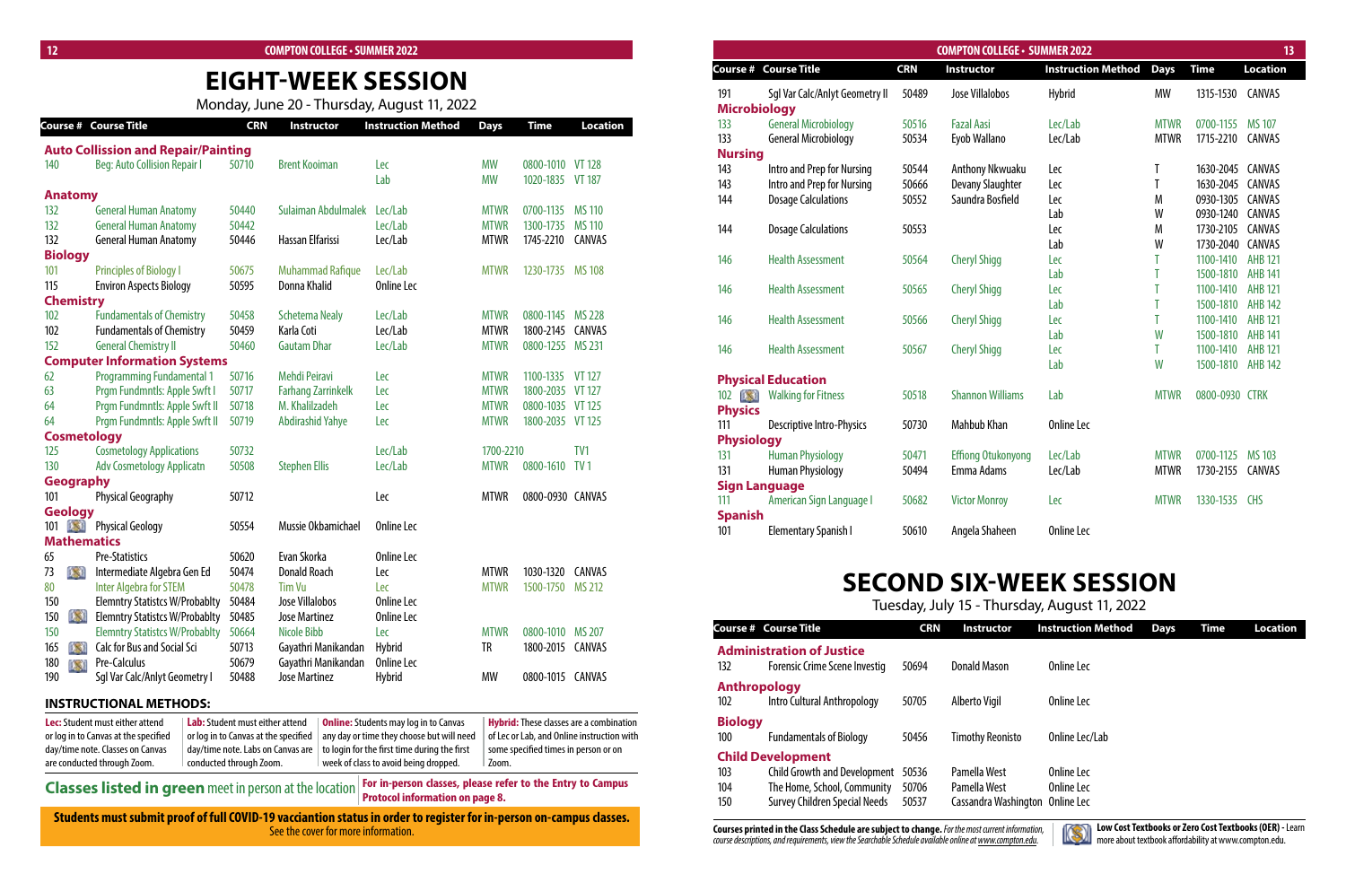# EIGHT-WEEK SESSION

Monday, June 20 - Thursday, August 11, 2022

| Course # | Course Title | CRN | Instructor | Instruction Method | Days | Time | Location |
|---|---|---|---|---|---|---|---|
| **Auto Collision and Repair/Painting** | | | | | | | |
| 140 | Beg: Auto Collision Repair I | 50710 | Brent Kooiman | Lec | MW | 0800-1010 | VT 128 |
| | | | | Lab | MW | 1020-1835 | VT 187 |
| **Anatomy** | | | | | | | |
| 132 | General Human Anatomy | 50440 | Sulaiman Abdulmalek | Lec/Lab | MTWR | 0700-1135 | MS 110 |
| 132 | General Human Anatomy | 50442 | | Lec/Lab | MTWR | 1300-1735 | MS 110 |
| 132 | General Human Anatomy | 50446 | Hassan Elfarissi | Lec/Lab | MTWR | 1745-2210 | CANVAS |
| **Biology** | | | | | | | |
| 101 | Principles of Biology I | 50675 | Muhammad Rafique | Lec/Lab | MTWR | 1230-1735 | MS 108 |
| 115 | Environ Aspects Biology | 50595 | Donna Khalid | Online Lec | | | |
| **Chemistry** | | | | | | | |
| 102 | Fundamentals of Chemistry | 50458 | Schetema Nealy | Lec/Lab | MTWR | 0800-1145 | MS 228 |
| 102 | Fundamentals of Chemistry | 50459 | Karla Coti | Lec/Lab | MTWR | 1800-2145 | CANVAS |
| 152 | General Chemistry II | 50460 | Gautam Dhar | Lec/Lab | MTWR | 0800-1255 | MS 231 |
| **Computer Information Systems** | | | | | | | |
| 62 | Programming Fundamental 1 | 50716 | Mehdi Peiravi | Lec | MTWR | 1100-1335 | VT 127 |
| 63 | Prgm Fundmntls: Apple Swft I | 50717 | Farhang Zarrinkelk | Lec | MTWR | 1800-2035 | VT 127 |
| 64 | Prgm Fundmntls: Apple Swft II | 50718 | M. Khalilzadeh | Lec | MTWR | 0800-1035 | VT 125 |
| 64 | Prgm Fundmntls: Apple Swft II | 50719 | Abdirashid Yahye | Lec | MTWR | 1800-2035 | VT 125 |
| **Cosmetology** | | | | | | | |
| 125 | Cosmetology Applications | 50732 | | Lec/Lab | 1700-2210 | | TV1 |
| 130 | Adv Cosmetology Applicatn | 50508 | Stephen Ellis | Lec/Lab | MTWR | 0800-1610 | TV 1 |
| **Geography** | | | | | | | |
| 101 | Physical Geography | 50712 | | Lec | MTWR | 0800-0930 | CANVAS |
| **Geology** | | | | | | | |
| 101 | Physical Geology | 50554 | Mussie Okbamichael | Online Lec | | | |
| **Mathematics** | | | | | | | |
| 65 | Pre-Statistics | 50620 | Evan Skorka | Online Lec | | | |
| 73 | Intermediate Algebra Gen Ed | 50474 | Donald Roach | Lec | MTWR | 1030-1320 | CANVAS |
| 80 | Inter Algebra for STEM | 50478 | Tim Vu | Lec | MTWR | 1500-1750 | MS 212 |
| 150 | Elemntry Statistcs W/Probablty | 50484 | Jose Villalobos | Online Lec | | | |
| 150 | Elemntry Statistcs W/Probablty | 50485 | Jose Martinez | Online Lec | | | |
| 150 | Elemntry Statistcs W/Probablty | 50664 | Nicole Bibb | Lec | MTWR | 0800-1010 | MS 207 |
| 165 | Calc for Bus and Social Sci | 50713 | Gayathri Manikandan | Hybrid | TR | 1800-2015 | CANVAS |
| 180 | Pre-Calculus | 50679 | Gayathri Manikandan | Online Lec | | | |
| 190 | Sgl Var Calc/Anlyt Geometry I | 50488 | Jose Martinez | Hybrid | MW | 0800-1015 | CANVAS |
| 191 | Sgl Var Calc/Anlyt Geometry II | 50489 | Jose Villalobos | Hybrid | MW | 1315-1530 | CANVAS |
| **Microbiology** | | | | | | | |
| 133 | General Microbiology | 50516 | Fazal Aasi | Lec/Lab | MTWR | 0700-1155 | MS 107 |
| 133 | General Microbiology | 50534 | Eyob Wallano | Lec/Lab | MTWR | 1715-2210 | CANVAS |
| **Nursing** | | | | | | | |
| 143 | Intro and Prep for Nursing | 50544 | Anthony Nkwuaku | Lec | T | 1630-2045 | CANVAS |
| 143 | Intro and Prep for Nursing | 50666 | Devany Slaughter | Lec | T | 1630-2045 | CANVAS |
| 144 | Dosage Calculations | 50552 | Saundra Bosfield | Lec | M | 0930-1305 | CANVAS |
| | | | | Lab | W | 0930-1240 | CANVAS |
| 144 | Dosage Calculations | 50553 | | Lec | M | 1730-2105 | CANVAS |
| | | | | Lab | W | 1730-2040 | CANVAS |
| 146 | Health Assessment | 50564 | Cheryl Shigg | Lec | T | 1100-1410 | AHB 121 |
| | | | | Lab | T | 1500-1810 | AHB 141 |
| 146 | Health Assessment | 50565 | Cheryl Shigg | Lec | T | 1100-1410 | AHB 121 |
| | | | | Lab | T | 1500-1810 | AHB 142 |
| 146 | Health Assessment | 50566 | Cheryl Shigg | Lec | T | 1100-1410 | AHB 121 |
| | | | | Lab | W | 1500-1810 | AHB 141 |
| 146 | Health Assessment | 50567 | Cheryl Shigg | Lec | T | 1100-1410 | AHB 121 |
| | | | | Lab | W | 1500-1810 | AHB 142 |
| **Physical Education** | | | | | | | |
| 102 | Walking for Fitness | 50518 | Shannon Williams | Lab | MTWR | 0800-0930 | CTRK |
| **Physics** | | | | | | | |
| 111 | Descriptive Intro-Physics | 50730 | Mahbub Khan | Online Lec | | | |
| **Physiology** | | | | | | | |
| 131 | Human Physiology | 50471 | Effiong Otukonyong | Lec/Lab | MTWR | 0700-1125 | MS 103 |
| 131 | Human Physiology | 50494 | Emma Adams | Lec/Lab | MTWR | 1730-2155 | CANVAS |
| **Sign Language** | | | | | | | |
| 111 | American Sign Language I | 50682 | Victor Monroy | Lec | MTWR | 1330-1535 | CHS |
| **Spanish** | | | | | | | |
| 101 | Elementary Spanish I | 50610 | Angela Shaheen | Online Lec | | | |

## INSTRUCTIONAL METHODS:

**Lec:** Student must either attend or log in to Canvas at the specified day/time note. Classes on Canvas are conducted through Zoom.

**Lab:** Student must either attend or log in to Canvas at the specified day/time note. Labs on Canvas are conducted through Zoom.

**Online:** Students may log in to Canvas any day or time they choose but will need to login for the first time during the first week of class to avoid being dropped.

**Hybrid:** These classes are a combination of Lec or Lab, and Online instruction with some specified times in person or on Zoom.

**Classes listed in green** meet in person at the location. **For in-person classes, please refer to the Entry to Campus Protocol information on page 8.**

**Students must submit proof of full COVID-19 vacciantion status in order to register for in-person on-campus classes.** See the cover for more information.

# SECOND SIX-WEEK SESSION

Tuesday, July 15 - Thursday, August 11, 2022

| Course # | Course Title | CRN | Instructor | Instruction Method | Days | Time | Location |
|---|---|---|---|---|---|---|---|
| **Administration of Justice** | | | | | | | |
| 132 | Forensic Crime Scene Investig | 50694 | Donald Mason | Online Lec | | | |
| **Anthropology** | | | | | | | |
| 102 | Intro Cultural Anthropology | 50705 | Alberto Vigil | Online Lec | | | |
| **Biology** | | | | | | | |
| 100 | Fundamentals of Biology | 50456 | Timothy Reonisto | Online Lec/Lab | | | |
| **Child Development** | | | | | | | |
| 103 | Child Growth and Development | 50536 | Pamella West | Online Lec | | | |
| 104 | The Home, School, Community | 50706 | Pamella West | Online Lec | | | |
| 150 | Survey Children Special Needs | 50537 | Cassandra Washington | Online Lec | | | |

**Courses printed in the Class Schedule are subject to change.** *For the most current information, course descriptions, and requirements, view the Searchable Schedule available online at www.compton.edu.*

**Low Cost Textbooks or Zero Cost Textbooks (OER)** - Learn more about textbook affordability at www.compton.edu.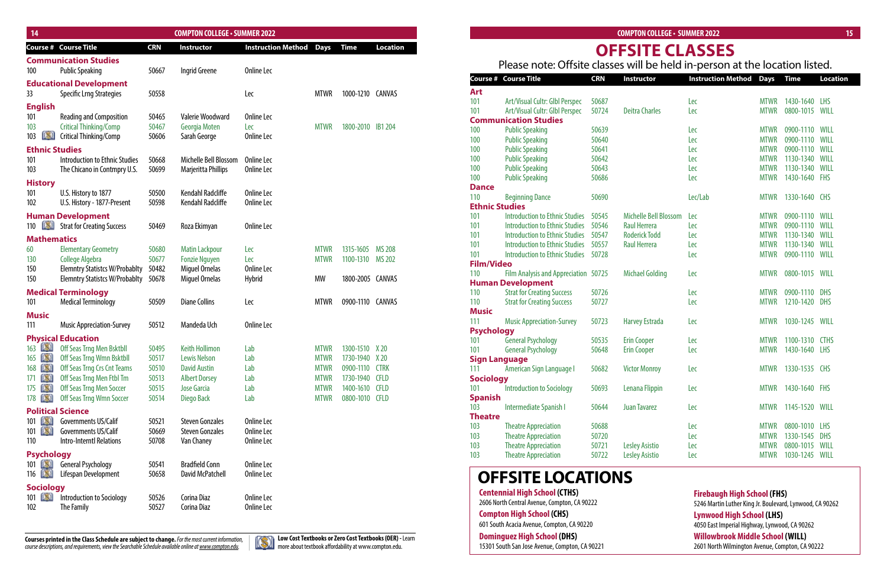| Course # | Course Title | CRN | Instructor | Instruction Method | Days | Time | Location |
|---|---|---|---|---|---|---|---|
| **Communication Studies** | | | | | | | |
| 100 | Public Speaking | 50667 | Ingrid Greene | Online Lec | | | |
| **Educational Development** | | | | | | | |
| 33 | Specific Lrng Strategies | 50558 | | Lec | MTWR | 1000-1210 | CANVAS |
| **English** | | | | | | | |
| 101 | Reading and Composition | 50465 | Valerie Woodward | Online Lec | | | |
| 103 | Critical Thinking/Comp | 50467 | Georgia Moten | Lec | MTWR | 1800-2010 | IB1 204 |
| 103 | Critical Thinking/Comp | 50606 | Sarah George | Online Lec | | | |
| **Ethnic Studies** | | | | | | | |
| 101 | Introduction to Ethnic Studies | 50668 | Michelle Bell Blossom | Online Lec | | | |
| 103 | The Chicano in Contmpry U.S. | 50699 | Marjeritta Phillips | Online Lec | | | |
| **History** | | | | | | | |
| 101 | U.S. History to 1877 | 50500 | Kendahl Radcliffe | Online Lec | | | |
| 102 | U.S. History - 1877-Present | 50598 | Kendahl Radcliffe | Online Lec | | | |
| **Human Development** | | | | | | | |
| 110 | Strat for Creating Success | 50469 | Roza Ekimyan | Online Lec | | | |
| **Mathematics** | | | | | | | |
| 60 | Elementary Geometry | 50680 | Matin Lackpour | Lec | MTWR | 1315-1605 | MS 208 |
| 130 | College Algebra | 50677 | Fonzie Nguyen | Lec | MTWR | 1100-1310 | MS 202 |
| 150 | Elemntry Statistcs W/Probablty | 50482 | Miguel Ornelas | Online Lec | | | |
| 150 | Elemntry Statistcs W/Probablty | 50678 | Miguel Ornelas | Hybrid | MW | 1800-2005 | CANVAS |
| **Medical Terminology** | | | | | | | |
| 101 | Medical Terminology | 50509 | Diane Collins | Lec | MTWR | 0900-1110 | CANVAS |
| **Music** | | | | | | | |
| 111 | Music Appreciation-Survey | 50512 | Mandeda Uch | Online Lec | | | |
| **Physical Education** | | | | | | | |
| 163 | Off Seas Trng Men Bsktbll | 50495 | Keith Hollimon | Lab | MTWR | 1300-1510 | X 20 |
| 165 | Off Seas Trng Wmn Bsktbll | 50517 | Lewis Nelson | Lab | MTWR | 1730-1940 | X 20 |
| 168 | Off Seas Trng Crs Cnt Teams | 50510 | David Austin | Lab | MTWR | 0900-1110 | CTRK |
| 171 | Off Seas Trng Men Ftbl Tm | 50513 | Albert Dorsey | Lab | MTWR | 1730-1940 | CFLD |
| 175 | Off Seas Trng Men Soccer | 50515 | Jose Garcia | Lab | MTWR | 1400-1610 | CFLD |
| 178 | Off Seas Trng Wmn Soccer | 50514 | Diego Back | Lab | MTWR | 0800-1010 | CFLD |
| **Political Science** | | | | | | | |
| 101 | Governments US/Calif | 50521 | Steven Gonzales | Online Lec | | | |
| 101 | Governments US/Calif | 50669 | Steven Gonzales | Online Lec | | | |
| 110 | Intro-Interntl Relations | 50708 | Van Chaney | Online Lec | | | |
| **Psychology** | | | | | | | |
| 101 | General Psychology | 50541 | Bradfield Conn | Online Lec | | | |
| 116 | Lifespan Development | 50658 | David McPatchell | Online Lec | | | |
| **Sociology** | | | | | | | |
| 101 | Introduction to Sociology | 50526 | Corina Diaz | Online Lec | | | |
| 102 | The Family | 50527 | Corina Diaz | Online Lec | | | |

**Courses printed in the Class Schedule are subject to change.** *For the most current information, course descriptions, and requirements, view the Searchable Schedule available online at www.compton.edu.*

**Low Cost Textbooks or Zero Cost Textbooks (OER)** - Learn more about textbook affordability at www.compton.edu.

# OFFSITE CLASSES

Please note: Offsite classes will be held in-person at the location listed.

| Course # | Course Title | CRN | Instructor | Instruction Method | Days | Time | Location |
|---|---|---|---|---|---|---|---|
| **Art** | | | | | | | |
| 101 | Art/Visual Cultr: Glbl Perspec | 50687 | | Lec | MTWR | 1430-1640 | LHS |
| 101 | Art/Visual Cultr: Glbl Perspec | 50724 | Deitra Charles | Lec | MTWR | 0800-1015 | WILL |
| **Communication Studies** | | | | | | | |
| 100 | Public Speaking | 50639 | | Lec | MTWR | 0900-1110 | WILL |
| 100 | Public Speaking | 50640 | | Lec | MTWR | 0900-1110 | WILL |
| 100 | Public Speaking | 50641 | | Lec | MTWR | 0900-1110 | WILL |
| 100 | Public Speaking | 50642 | | Lec | MTWR | 1130-1340 | WILL |
| 100 | Public Speaking | 50643 | | Lec | MTWR | 1130-1340 | WILL |
| 100 | Public Speaking | 50686 | | Lec | MTWR | 1430-1640 | FHS |
| **Dance** | | | | | | | |
| 110 | Beginning Dance | 50690 | | Lec/Lab | MTWR | 1330-1640 | CHS |
| **Ethnic Studies** | | | | | | | |
| 101 | Introduction to Ethnic Studies | 50545 | Michelle Bell Blossom | Lec | MTWR | 0900-1110 | WILL |
| 101 | Introduction to Ethnic Studies | 50546 | Raul Herrera | Lec | MTWR | 0900-1110 | WILL |
| 101 | Introduction to Ethnic Studies | 50547 | Roderick Todd | Lec | MTWR | 1130-1340 | WILL |
| 101 | Introduction to Ethnic Studies | 50557 | Raul Herrera | Lec | MTWR | 1130-1340 | WILL |
| 101 | Introduction to Ethnic Studies | 50728 | | Lec | MTWR | 0900-1110 | WILL |
| **Film/Video** | | | | | | | |
| 110 | Film Analysis and Appreciation | 50725 | Michael Golding | Lec | MTWR | 0800-1015 | WILL |
| **Human Development** | | | | | | | |
| 110 | Strat for Creating Success | 50726 | | Lec | MTWR | 0900-1110 | DHS |
| 110 | Strat for Creating Success | 50727 | | Lec | MTWR | 1210-1420 | DHS |
| **Music** | | | | | | | |
| 111 | Music Appreciation-Survey | 50723 | Harvey Estrada | Lec | MTWR | 1030-1245 | WILL |
| **Psychology** | | | | | | | |
| 101 | General Psychology | 50535 | Erin Cooper | Lec | MTWR | 1100-1310 | CTHS |
| 101 | General Psychology | 50648 | Erin Cooper | Lec | MTWR | 1430-1640 | LHS |
| **Sign Language** | | | | | | | |
| 111 | American Sign Language I | 50682 | Victor Monroy | Lec | MTWR | 1330-1535 | CHS |
| **Sociology** | | | | | | | |
| 101 | Introduction to Sociology | 50693 | Lenana Flippin | Lec | MTWR | 1430-1640 | FHS |
| **Spanish** | | | | | | | |
| 103 | Intermediate Spanish I | 50644 | Juan Tavarez | Lec | MTWR | 1145-1520 | WILL |
| **Theatre** | | | | | | | |
| 103 | Theatre Appreciation | 50688 | | Lec | MTWR | 0800-1010 | LHS |
| 103 | Theatre Appreciation | 50720 | | Lec | MTWR | 1330-1545 | DHS |
| 103 | Theatre Appreciation | 50721 | Lesley Asistio | Lec | MTWR | 0800-1015 | WILL |
| 103 | Theatre Appreciation | 50722 | Lesley Asistio | Lec | MTWR | 1030-1245 | WILL |

# OFFSITE LOCATIONS

**Centennial High School (CTHS)**
2606 North Central Avenue, Compton, CA 90222

**Compton High School (CHS)**
601 South Acacia Avenue, Compton, CA 90220

**Dominguez High School (DHS)**
15301 South San Jose Avenue, Compton, CA 90221

**Firebaugh High School (FHS)**
5246 Martin Luther King Jr. Boulevard, Lynwood, CA 90262

**Lynwood High School (LHS)**
4050 East Imperial Highway, Lynwood, CA 90262

**Willowbrook Middle School (WILL)**
2601 North Wilmington Avenue, Compton, CA 90222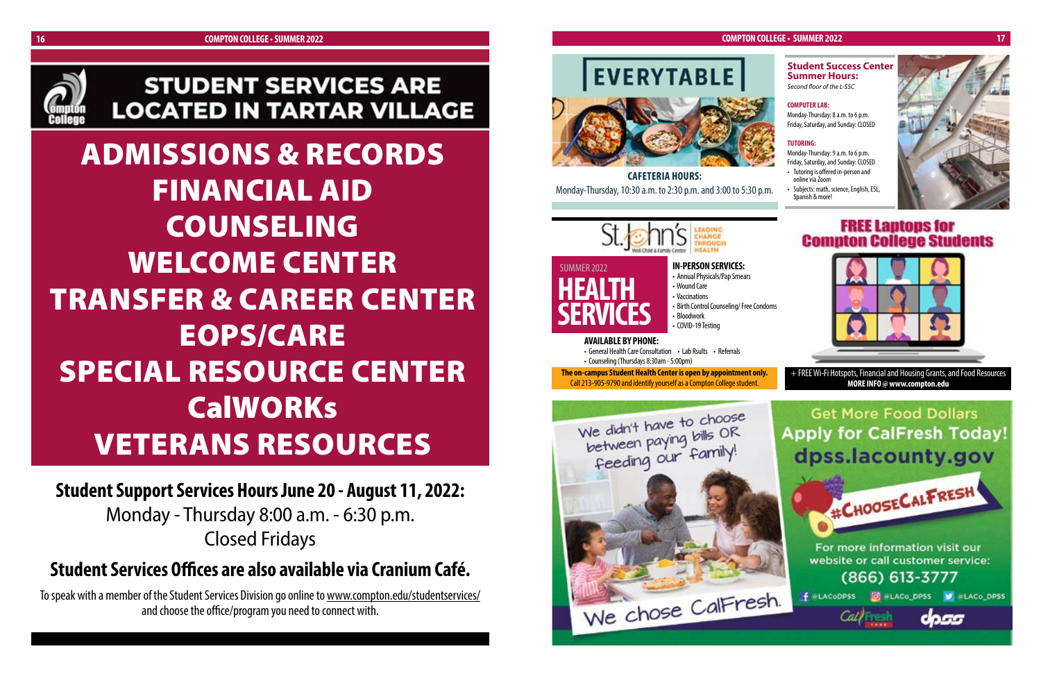# STUDENT SERVICES ARE LOCATED IN TARTAR VILLAGE

## ADMISSIONS & RECORDS
## FINANCIAL AID
## COUNSELING
## WELCOME CENTER
## TRANSFER & CAREER CENTER
## EOPS/CARE
## SPECIAL RESOURCE CENTER
## CalWORKs
## VETERANS RESOURCES

**Student Support Services Hours June 20 - August 11, 2022:**

Monday - Thursday 8:00 a.m. - 6:30 p.m.

Closed Fridays

**Student Services Offices are also available via Cranium Café.**

To speak with a member of the Student Services Division go online to www.compton.edu/studentservices/ and choose the office/program you need to connect with.

# EVERYTABLE

**CAFETERIA HOURS:**

Monday-Thursday, 10:30 a.m. to 2:30 p.m. and 3:00 to 5:30 p.m.

## Student Success Center Summer Hours:

*Second floor of the L-SSC*

**COMPUTER LAB:**

Monday-Thursday: 8 a.m. to 6 p.m.

Friday, Saturday, and Sunday: CLOSED

**TUTORING:**

Monday-Thursday: 9 a.m. to 6 p.m.

Friday, Saturday, and Sunday: CLOSED

- Tutoring is offered in-person and online via Zoom
- Subjects: math, science, English, ESL, Spanish & more!

St. John's Well Child & Family Center — LEADING CHANGE THROUGH HEALTH

SUMMER 2022

## HEALTH SERVICES

**IN-PERSON SERVICES:**

- Annual Physicals/Pap Smears
- Wound Care
- Vaccinations
- Birth Control Counseling/ Free Condoms
- Bloodwork
- COVID-19 Testing

**AVAILABLE BY PHONE:**

- General Health Care Consultation
- Lab Rsults
- Referrals
- Counseling (Thursdays 8:30am - 5:00pm)

**The on-campus Student Health Center is open by appointment only.** Call 213-905-9790 and identify yourself as a Compton College student.

## FREE Laptops for Compton College Students

+ FREE Wi-Fi Hotspots, Financial and Housing Grants, and Food Resources

**MORE INFO @ www.compton.edu**

We didn't have to choose between paying bills OR feeding our family!

We chose CalFresh.

Get More Food Dollars

**Apply for CalFresh Today!**

**dpss.lacounty.gov**

#CHOOSECALFRESH

For more information visit our website or call customer service: (866) 613-3777

@LACoDPSS @LACo_DPSS @LACo_DPSS

CalFresh dpss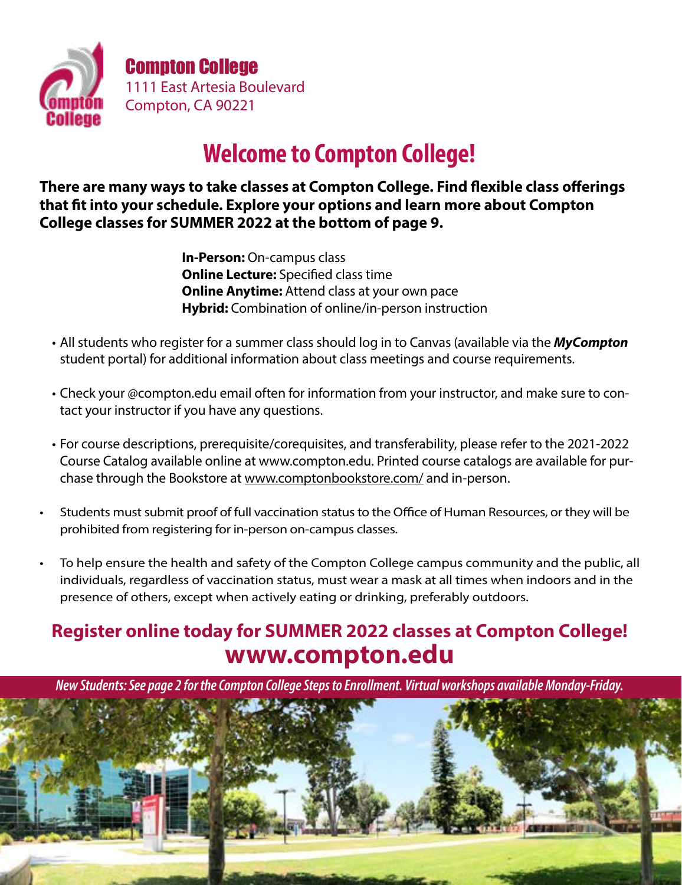**Compton College**
1111 East Artesia Boulevard
Compton, CA 90221

# Welcome to Compton College!

**There are many ways to take classes at Compton College. Find flexible class offerings that fit into your schedule. Explore your options and learn more about Compton College classes for SUMMER 2022 at the bottom of page 9.**

**In-Person:** On-campus class
**Online Lecture:** Specified class time
**Online Anytime:** Attend class at your own pace
**Hybrid:** Combination of online/in-person instruction

- All students who register for a summer class should log in to Canvas (available via the ***MyCompton*** student portal) for additional information about class meetings and course requirements.
- Check your @compton.edu email often for information from your instructor, and make sure to contact your instructor if you have any questions.
- For course descriptions, prerequisite/corequisites, and transferability, please refer to the 2021-2022 Course Catalog available online at www.compton.edu. Printed course catalogs are available for purchase through the Bookstore at www.comptonbookstore.com/ and in-person.
- Students must submit proof of full vaccination status to the Office of Human Resources, or they will be prohibited from registering for in-person on-campus classes.
- To help ensure the health and safety of the Compton College campus community and the public, all individuals, regardless of vaccination status, must wear a mask at all times when indoors and in the presence of others, except when actively eating or drinking, preferably outdoors.

## Register online today for SUMMER 2022 classes at Compton College!
## www.compton.edu

*New Students: See page 2 for the Compton College Steps to Enrollment. Virtual workshops available Monday-Friday.*